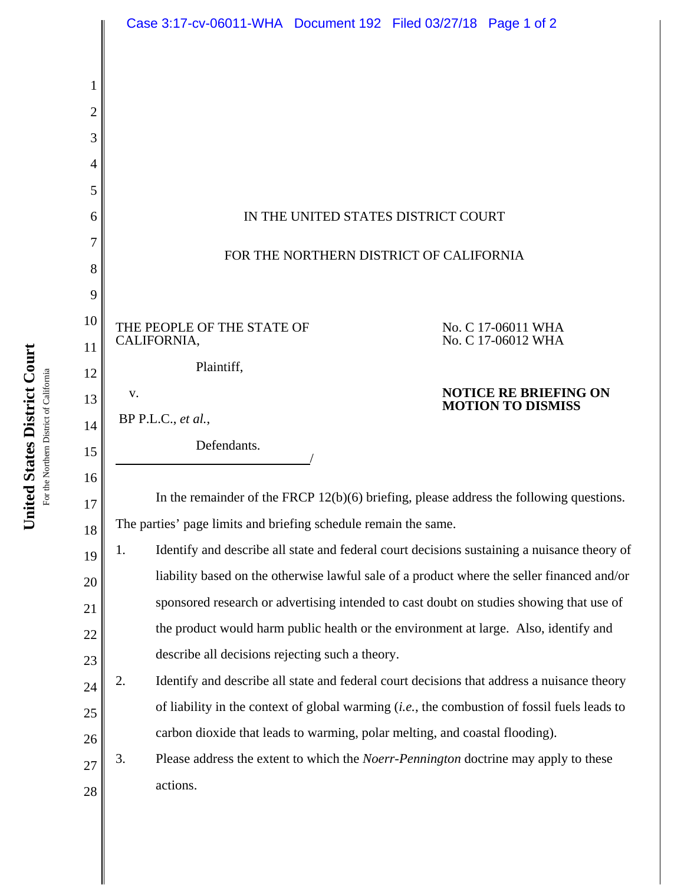IN THE UNITED STATES DISTRICT COURT

FOR THE NORTHERN DISTRICT OF CALIFORNIA

THE PEOPLE OF THE STATE OF CALIFORNIA,

Plaintiff,

v.

BP P.L.C., *et al.*,

Defendants.

No. C 17-06011 WHA
No. C 17-06012 WHA

**NOTICE RE BRIEFING ON MOTION TO DISMISS**

In the remainder of the FRCP 12(b)(6) briefing, please address the following questions. The parties' page limits and briefing schedule remain the same.

1. Identify and describe all state and federal court decisions sustaining a nuisance theory of liability based on the otherwise lawful sale of a product where the seller financed and/or sponsored research or advertising intended to cast doubt on studies showing that use of the product would harm public health or the environment at large. Also, identify and describe all decisions rejecting such a theory.
2. Identify and describe all state and federal court decisions that address a nuisance theory of liability in the context of global warming (*i.e.*, the combustion of fossil fuels leads to carbon dioxide that leads to warming, polar melting, and coastal flooding).
3. Please address the extent to which the *Noerr-Pennington* doctrine may apply to these actions.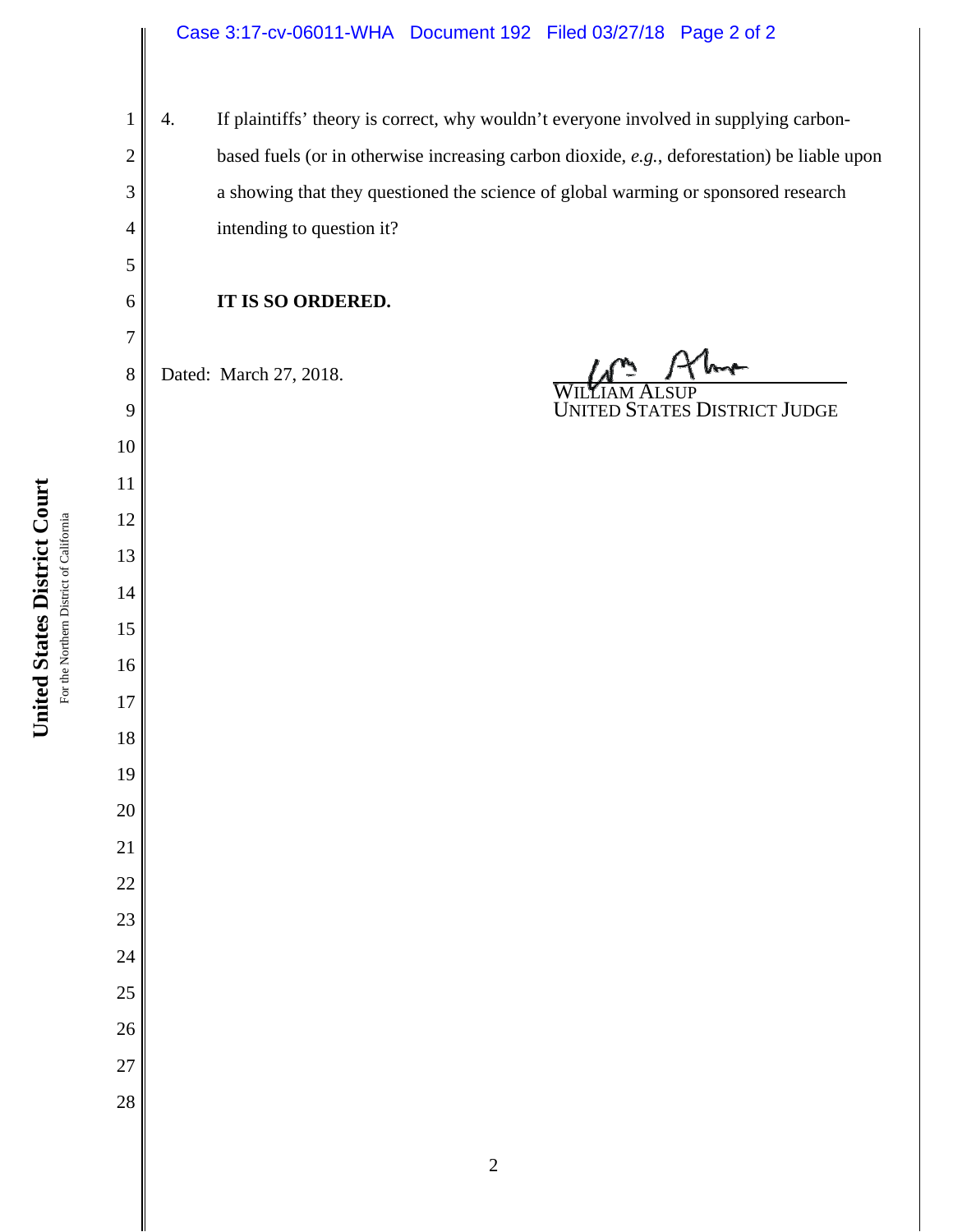4. If plaintiffs' theory is correct, why wouldn't everyone involved in supplying carbon-based fuels (or in otherwise increasing carbon dioxide, *e.g.*, deforestation) be liable upon a showing that they questioned the science of global warming or sponsored research intending to question it?

**IT IS SO ORDERED.**

Dated: March 27, 2018.

WILLIAM ALSUP
UNITED STATES DISTRICT JUDGE